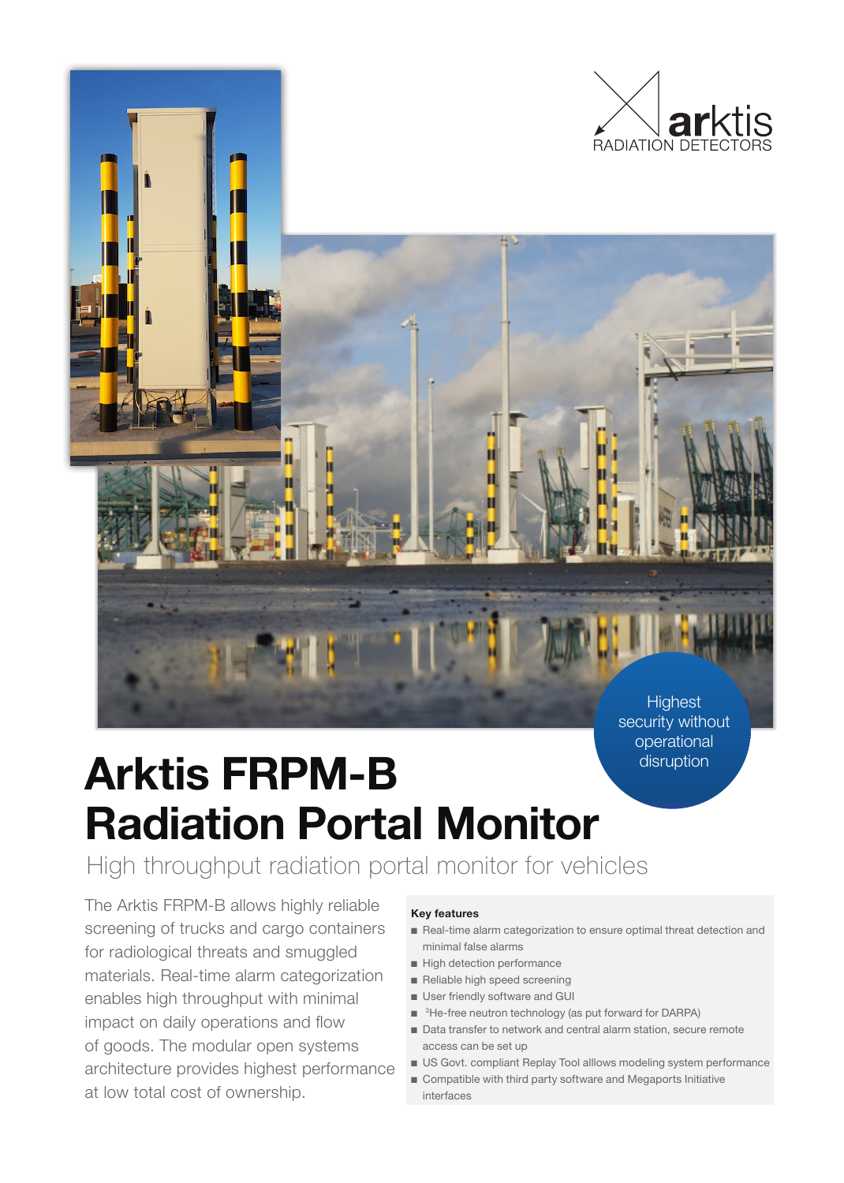arktis
RADIATION DETECTORS

Highest security without operational disruption

# Arktis FRPM-B Radiation Portal Monitor

## High throughput radiation portal monitor for vehicles

The Arktis FRPM-B allows highly reliable screening of trucks and cargo containers for radiological threats and smuggled materials. Real-time alarm categorization enables high throughput with minimal impact on daily operations and flow of goods. The modular open systems architecture provides highest performance at low total cost of ownership.

**Key features**

- Real-time alarm categorization to ensure optimal threat detection and minimal false alarms
- High detection performance
- Reliable high speed screening
- User friendly software and GUI
- $^{3}$He-free neutron technology (as put forward for DARPA)
- Data transfer to network and central alarm station, secure remote access can be set up
- US Govt. compliant Replay Tool alllows modeling system performance
- Compatible with third party software and Megaports Initiative interfaces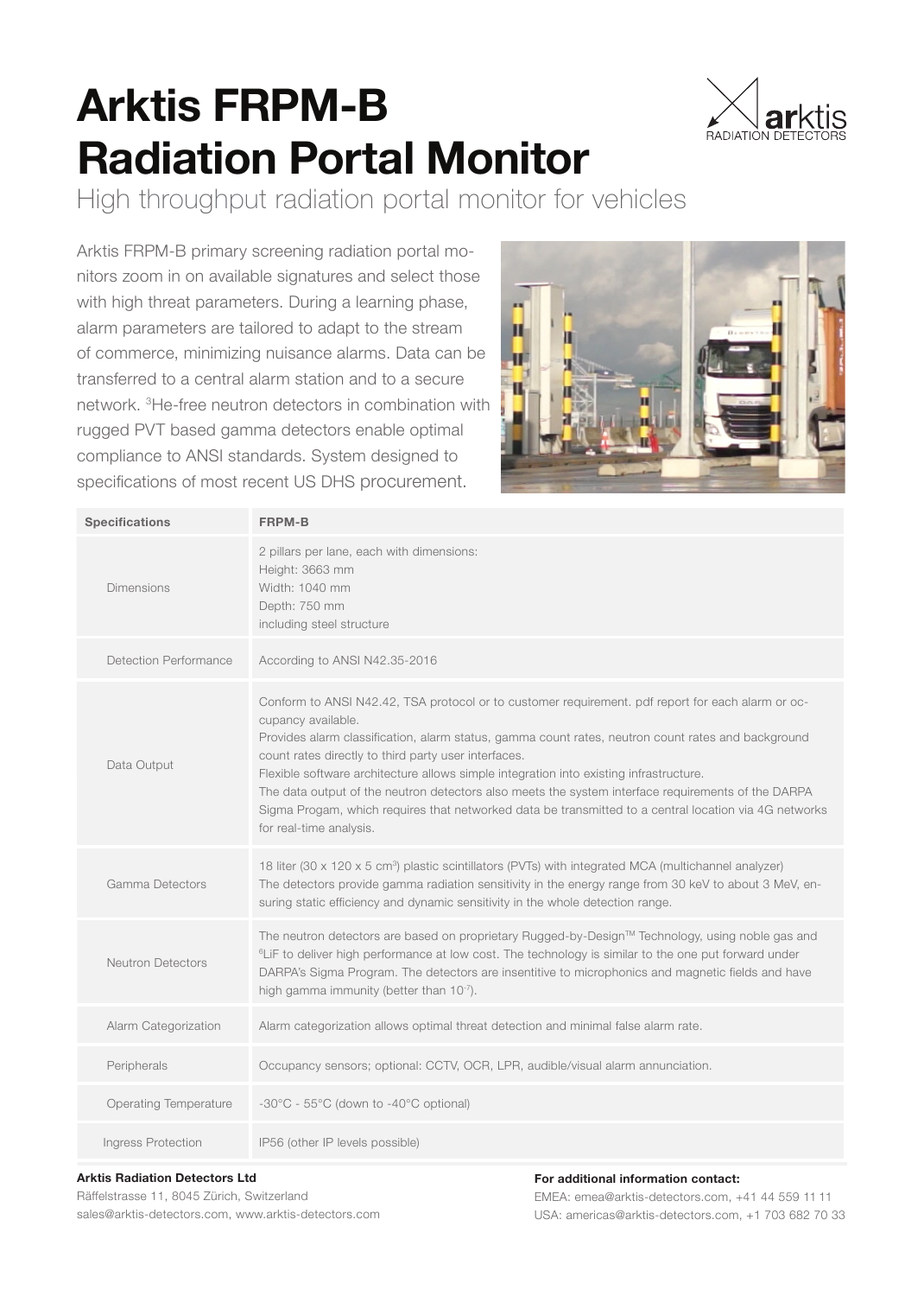# Arktis FRPM-B Radiation Portal Monitor

High throughput radiation portal monitor for vehicles

Arktis FRPM-B primary screening radiation portal monitors zoom in on available signatures and select those with high threat parameters. During a learning phase, alarm parameters are tailored to adapt to the stream of commerce, minimizing nuisance alarms. Data can be transferred to a central alarm station and to a secure network. $^{3}He$-free neutron detectors in combination with rugged PVT based gamma detectors enable optimal compliance to ANSI standards. System designed to specifications of most recent US DHS procurement.

| Specifications | FRPM-B |
|---|---|
| Dimensions | 2 pillars per lane, each with dimensions:<br>Height: 3663 mm<br>Width: 1040 mm<br>Depth: 750 mm<br>including steel structure |
| Detection Performance | According to ANSI N42.35-2016 |
| Data Output | Conform to ANSI N42.42, TSA protocol or to customer requirement. pdf report for each alarm or occupancy available.<br>Provides alarm classification, alarm status, gamma count rates, neutron count rates and background count rates directly to third party user interfaces.<br>Flexible software architecture allows simple integration into existing infrastructure.<br>The data output of the neutron detectors also meets the system interface requirements of the DARPA Sigma Progam, which requires that networked data be transmitted to a central location via 4G networks for real-time analysis. |
| Gamma Detectors | 18 liter (30 x 120 x 5 $cm^3$) plastic scintillators (PVTs) with integrated MCA (multichannel analyzer)<br>The detectors provide gamma radiation sensitivity in the energy range from 30 keV to about 3 MeV, ensuring static efficiency and dynamic sensitivity in the whole detection range. |
| Neutron Detectors | The neutron detectors are based on proprietary Rugged-by-Design™ Technology, using noble gas and $^{6}LiF$ to deliver high performance at low cost. The technology is similar to the one put forward under DARPA's Sigma Program. The detectors are insentitive to microphonics and magnetic fields and have high gamma immunity (better than $10^{-7}$). |
| Alarm Categorization | Alarm categorization allows optimal threat detection and minimal false alarm rate. |
| Peripherals | Occupancy sensors; optional: CCTV, OCR, LPR, audible/visual alarm annunciation. |
| Operating Temperature | -30°C - 55°C (down to -40°C optional) |
| Ingress Protection | IP56 (other IP levels possible) |

**Arktis Radiation Detectors Ltd**
Räffelstrasse 11, 8045 Zürich, Switzerland
sales@arktis-detectors.com, www.arktis-detectors.com

**For additional information contact:**
EMEA: emea@arktis-detectors.com, +41 44 559 11 11
USA: americas@arktis-detectors.com, +1 703 682 70 33